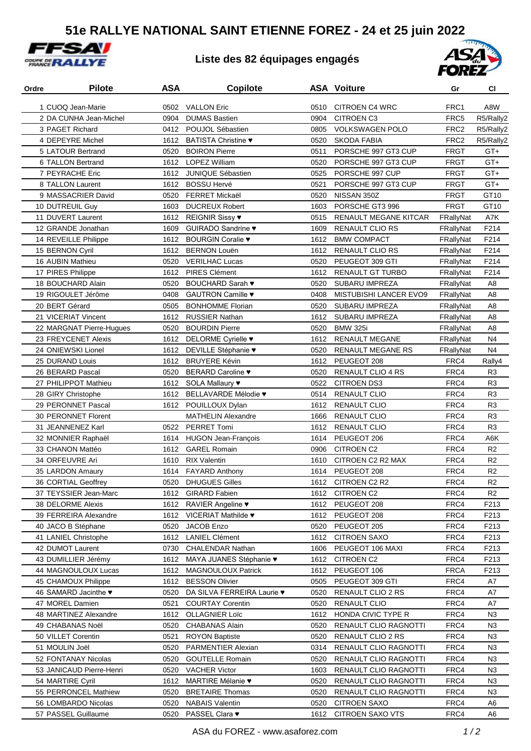# 51e RALLYE NATIONAL SAINT ETIENNE FOREZ - 24 et 25 juin 2022

## Liste des 82 équipages engagés

| Ordre | Pilote | ASA | Copilote | ASA | Voiture | Gr | Cl |
|---|---|---|---|---|---|---|---|
| 1 | CUOQ Jean-Marie | 0502 | VALLON Eric | 0510 | CITROEN C4 WRC | FRC1 | A8W |
| 2 | DA CUNHA Jean-Michel | 0904 | DUMAS Bastien | 0904 | CITROEN C3 | FRC5 | R5/Rally2 |
| 3 | PAGET Richard | 0412 | POUJOL Sébastien | 0805 | VOLKSWAGEN POLO | FRC2 | R5/Rally2 |
| 4 | DEPEYRE Michel | 1612 | BATISTA Christine ♥ | 0520 | SKODA FABIA | FRC2 | R5/Rally2 |
| 5 | LATOUR Bertrand | 0520 | BOIRON Pierre | 0511 | PORSCHE 997 GT3 CUP | FRGT | GT+ |
| 6 | TALLON Bertrand | 1612 | LOPEZ William | 0520 | PORSCHE 997 GT3 CUP | FRGT | GT+ |
| 7 | PEYRACHE Eric | 1612 | JUNIQUE Sébastien | 0525 | PORSCHE 997 CUP | FRGT | GT+ |
| 8 | TALLON Laurent | 1612 | BOSSU Hervé | 0521 | PORSCHE 997 GT3 CUP | FRGT | GT+ |
| 9 | MASSACRIER David | 0520 | FERRET Mickaël | 0520 | NISSAN 350Z | FRGT | GT10 |
| 10 | DUTREUIL Guy | 1603 | DUCREUX Robert | 1603 | PORSCHE GT3 996 | FRGT | GT10 |
| 11 | DUVERT Laurent | 1612 | REIGNIR Sissy ♥ | 0515 | RENAULT MEGANE KITCAR | FRallyNat | A7K |
| 12 | GRANDE Jonathan | 1609 | GUIRADO Sandrine ♥ | 1609 | RENAULT CLIO RS | FRallyNat | F214 |
| 14 | REVEILLE Philippe | 1612 | BOURGIN Coralie ♥ | 1612 | BMW COMPACT | FRallyNat | F214 |
| 15 | BERNON Cyril | 1612 | BERNON Louën | 1612 | RENAULT CLIO RS | FRallyNat | F214 |
| 16 | AUBIN Mathieu | 0520 | VERILHAC Lucas | 0520 | PEUGEOT 309 GTI | FRallyNat | F214 |
| 17 | PIRES Philippe | 1612 | PIRES Clément | 1612 | RENAULT GT TURBO | FRallyNat | F214 |
| 18 | BOUCHARD Alain | 0520 | BOUCHARD Sarah ♥ | 0520 | SUBARU IMPREZA | FRallyNat | A8 |
| 19 | RIGOULET Jérôme | 0408 | GAUTRON Camille ♥ | 0408 | MISTUBISHI LANCER EVO9 | FRallyNat | A8 |
| 20 | BERT Gérard | 0505 | BONHOMME Florian | 0520 | SUBARU IMPREZA | FRallyNat | A8 |
| 21 | VICERIAT Vincent | 1612 | RUSSIER Nathan | 1612 | SUBARU IMPREZA | FRallyNat | A8 |
| 22 | MARGNAT Pierre-Hugues | 0520 | BOURDIN Pierre | 0520 | BMW 325i | FRallyNat | A8 |
| 23 | FREYCENET Alexis | 1612 | DELORME Cyrielle ♥ | 1612 | RENAULT MEGANE | FRallyNat | N4 |
| 24 | ONIEWSKI Lionel | 1612 | DEVILLE Stéphanie ♥ | 0520 | RENAULT MEGANE RS | FRallyNat | N4 |
| 25 | DURAND Louis | 1612 | BRUYERE Kévin | 1612 | PEUGEOT 208 | FRC4 | Rally4 |
| 26 | BERARD Pascal | 0520 | BERARD Caroline ♥ | 0520 | RENAULT CLIO 4 RS | FRC4 | R3 |
| 27 | PHILIPPOT Mathieu | 1612 | SOLA Mallaury ♥ | 0522 | CITROEN DS3 | FRC4 | R3 |
| 28 | GIRY Christophe | 1612 | BELLAVARDE Mélodie ♥ | 0514 | RENAULT CLIO | FRC4 | R3 |
| 29 | PERONNET Pascal | 1612 | POUILLOUX Dylan | 1612 | RENAULT CLIO | FRC4 | R3 |
| 30 | PERONNET Florent | | MATHELIN Alexandre | 1666 | RENAULT CLIO | FRC4 | R3 |
| 31 | JEANNENEZ Karl | 0522 | PERRET Tomi | 1612 | RENAULT CLIO | FRC4 | R3 |
| 32 | MONNIER Raphaël | 1614 | HUGON Jean-François | 1614 | PEUGEOT 206 | FRC4 | A6K |
| 33 | CHANON Mattéo | 1612 | GAREL Romain | 0906 | CITROEN C2 | FRC4 | R2 |
| 34 | ORFEUVRE Ari | 1610 | RIX Valentin | 1610 | CITROEN C2 R2 MAX | FRC4 | R2 |
| 35 | LARDON Amaury | 1614 | FAYARD Anthony | 1614 | PEUGEOT 208 | FRC4 | R2 |
| 36 | CORTIAL Geoffrey | 0520 | DHUGUES Gilles | 1612 | CITROEN C2 R2 | FRC4 | R2 |
| 37 | TEYSSIER Jean-Marc | 1612 | GIRARD Fabien | 1612 | CITROEN C2 | FRC4 | R2 |
| 38 | DELORME Alexis | 1612 | RAVIER Angeline ♥ | 1612 | PEUGEOT 208 | FRC4 | F213 |
| 39 | FERREIRA Alexandre | 1612 | VICERIAT Mathilde ♥ | 1612 | PEUGEOT 208 | FRC4 | F213 |
| 40 | JACO B Stéphane | 0520 | JACOB Enzo | 0520 | PEUGEOT 205 | FRC4 | F213 |
| 41 | LANIEL Christophe | 1612 | LANIEL Clément | 1612 | CITROEN SAXO | FRC4 | F213 |
| 42 | DUMOT Laurent | 0730 | CHALENDAR Nathan | 1606 | PEUGEOT 106 MAXI | FRC4 | F213 |
| 43 | DUMILLIER Jérémy | 1612 | MAYA JUANES Stéphanie ♥ | 1612 | CITROEN C2 | FRC4 | F213 |
| 44 | MAGNOULOUX Lucas | 1612 | MAGNOULOUX Patrick | 1612 | PEUGEOT 106 | FRCA | F213 |
| 45 | CHAMOUX Philippe | 1612 | BESSON Olivier | 0505 | PEUGEOT 309 GTI | FRC4 | A7 |
| 46 | SAMARD Jacinthe ♥ | 0520 | DA SILVA FERREIRA Laurie ♥ | 0520 | RENAULT CLIO 2 RS | FRC4 | A7 |
| 47 | MOREL Damien | 0521 | COURTAY Corentin | 0520 | RENAULT CLIO | FRC4 | A7 |
| 48 | MARTINEZ Alexandre | 1612 | OLLAGNIER Loïc | 1612 | HONDA CIVIC TYPE R | FRC4 | N3 |
| 49 | CHABANAS Noël | 0520 | CHABANAS Alain | 0520 | RENAULT CLIO RAGNOTTI | FRC4 | N3 |
| 50 | VILLET Corentin | 0521 | ROYON Baptiste | 0520 | RENAULT CLIO 2 RS | FRC4 | N3 |
| 51 | MOULIN Joël | 0520 | PARMENTIER Alexian | 0314 | RENAULT CLIO RAGNOTTI | FRC4 | N3 |
| 52 | FONTANAY Nicolas | 0520 | GOUTELLE Romain | 0520 | RENAULT CLIO RAGNOTTI | FRC4 | N3 |
| 53 | JANICAUD Pierre-Henri | 0520 | VACHER Victor | 1603 | RENAULT CLIO RAGNOTTI | FRC4 | N3 |
| 54 | MARTIRE Cyril | 1612 | MARTIRE Mélanie ♥ | 0520 | RENAULT CLIO RAGNOTTI | FRC4 | N3 |
| 55 | PERRONCEL Mathiew | 0520 | BRETAIRE Thomas | 0520 | RENAULT CLIO RAGNOTTI | FRC4 | N3 |
| 56 | LOMBARDO Nicolas | 0520 | NABAIS Valentin | 0520 | CITROEN SAXO | FRC4 | A6 |
| 57 | PASSEL Guillaume | 0520 | PASSEL Clara ♥ | 1612 | CITROEN SAXO VTS | FRC4 | A6 |

ASA du FOREZ - www.asaforez.com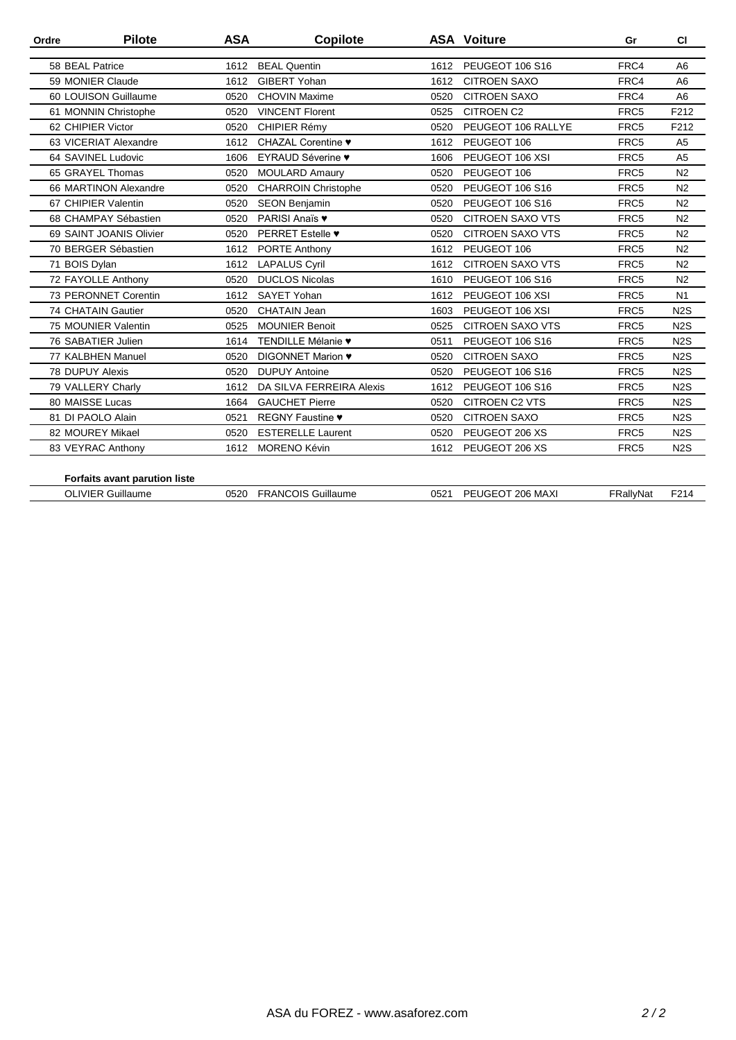| Ordre | Pilote | ASA | Copilote | ASA | Voiture | Gr | Cl |
|---|---|---|---|---|---|---|---|
| 58 | BEAL Patrice | 1612 | BEAL Quentin | 1612 | PEUGEOT 106 S16 | FRC4 | A6 |
| 59 | MONIER Claude | 1612 | GIBERT Yohan | 1612 | CITROEN SAXO | FRC4 | A6 |
| 60 | LOUISON Guillaume | 0520 | CHOVIN Maxime | 0520 | CITROEN SAXO | FRC4 | A6 |
| 61 | MONNIN Christophe | 0520 | VINCENT Florent | 0525 | CITROEN C2 | FRC5 | F212 |
| 62 | CHIPIER Victor | 0520 | CHIPIER Rémy | 0520 | PEUGEOT 106 RALLYE | FRC5 | F212 |
| 63 | VICERIAT Alexandre | 1612 | CHAZAL Corentine ♥ | 1612 | PEUGEOT 106 | FRC5 | A5 |
| 64 | SAVINEL Ludovic | 1606 | EYRAUD Séverine ♥ | 1606 | PEUGEOT 106 XSI | FRC5 | A5 |
| 65 | GRAYEL Thomas | 0520 | MOULARD Amaury | 0520 | PEUGEOT 106 | FRC5 | N2 |
| 66 | MARTINON Alexandre | 0520 | CHARROIN Christophe | 0520 | PEUGEOT 106 S16 | FRC5 | N2 |
| 67 | CHIPIER Valentin | 0520 | SEON Benjamin | 0520 | PEUGEOT 106 S16 | FRC5 | N2 |
| 68 | CHAMPAY Sébastien | 0520 | PARISI Anaïs ♥ | 0520 | CITROEN SAXO VTS | FRC5 | N2 |
| 69 | SAINT JOANIS Olivier | 0520 | PERRET Estelle ♥ | 0520 | CITROEN SAXO VTS | FRC5 | N2 |
| 70 | BERGER Sébastien | 1612 | PORTE Anthony | 1612 | PEUGEOT 106 | FRC5 | N2 |
| 71 | BOIS Dylan | 1612 | LAPALUS Cyril | 1612 | CITROEN SAXO VTS | FRC5 | N2 |
| 72 | FAYOLLE Anthony | 0520 | DUCLOS Nicolas | 1610 | PEUGEOT 106 S16 | FRC5 | N2 |
| 73 | PERONNET Corentin | 1612 | SAYET Yohan | 1612 | PEUGEOT 106 XSI | FRC5 | N1 |
| 74 | CHATAIN Gautier | 0520 | CHATAIN Jean | 1603 | PEUGEOT 106 XSI | FRC5 | N2S |
| 75 | MOUNIER Valentin | 0525 | MOUNIER Benoit | 0525 | CITROEN SAXO VTS | FRC5 | N2S |
| 76 | SABATIER Julien | 1614 | TENDILLE Mélanie ♥ | 0511 | PEUGEOT 106 S16 | FRC5 | N2S |
| 77 | KALBHEN Manuel | 0520 | DIGONNET Marion ♥ | 0520 | CITROEN SAXO | FRC5 | N2S |
| 78 | DUPUY Alexis | 0520 | DUPUY Antoine | 0520 | PEUGEOT 106 S16 | FRC5 | N2S |
| 79 | VALLERY Charly | 1612 | DA SILVA FERREIRA Alexis | 1612 | PEUGEOT 106 S16 | FRC5 | N2S |
| 80 | MAISSE Lucas | 1664 | GAUCHET Pierre | 0520 | CITROEN C2 VTS | FRC5 | N2S |
| 81 | DI PAOLO Alain | 0521 | REGNY Faustine ♥ | 0520 | CITROEN SAXO | FRC5 | N2S |
| 82 | MOUREY Mikael | 0520 | ESTERELLE Laurent | 0520 | PEUGEOT 206 XS | FRC5 | N2S |
| 83 | VEYRAC Anthony | 1612 | MORENO Kévin | 1612 | PEUGEOT 206 XS | FRC5 | N2S |

**Forfaits avant parution liste**

| Pilote | ASA | Copilote | ASA | Voiture | Gr | Cl |
|---|---|---|---|---|---|---|
| OLIVIER Guillaume | 0520 | FRANCOIS Guillaume | 0521 | PEUGEOT 206 MAXI | FRallyNat | F214 |

ASA du FOREZ - www.asaforez.com